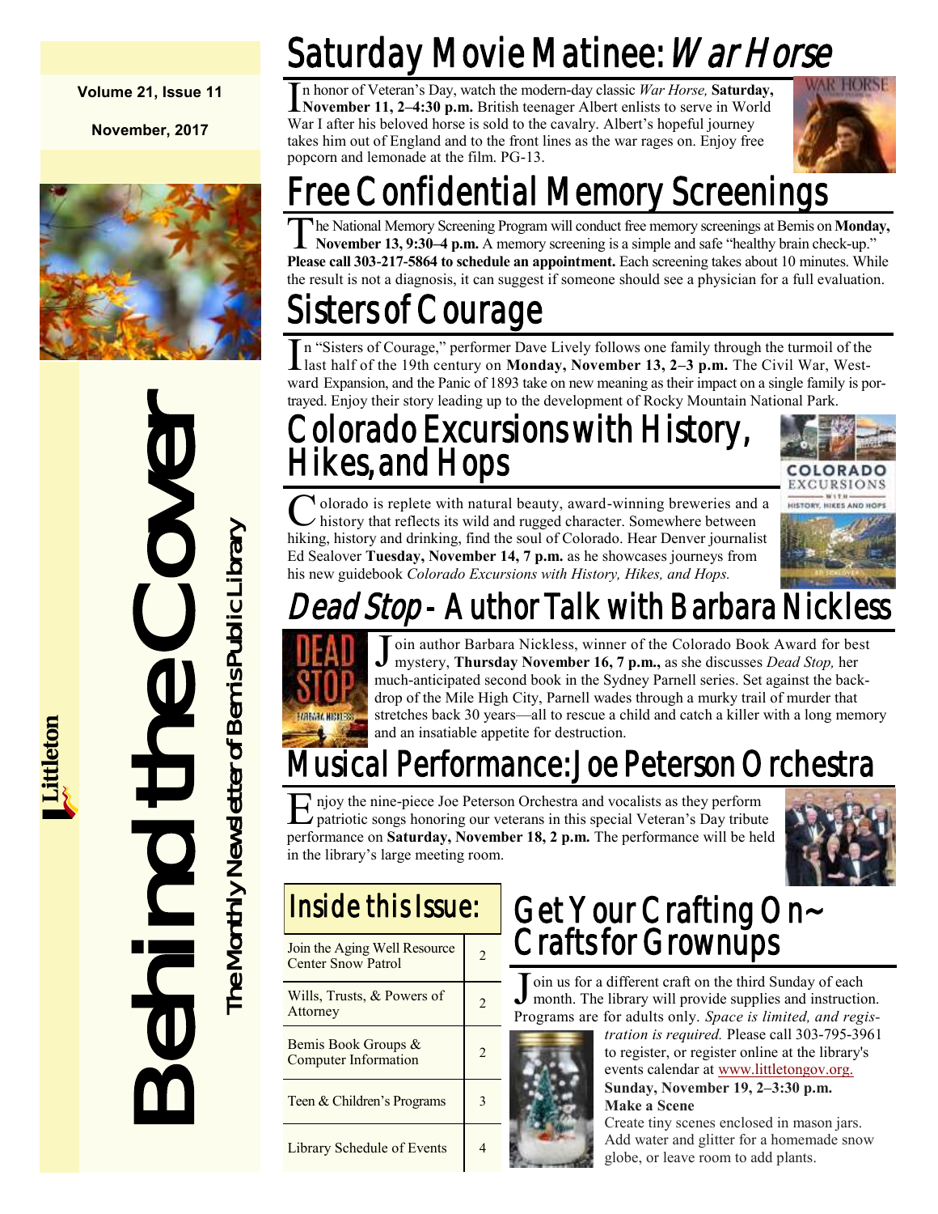**Volume 21, Issue 11**

**November, 2017**

# Behind the Cover

The Monthly Newsletter of Bemis Public Library

Littleton

## Saturday Movie Matinee: *War Horse*

In honor of Veteran's Day, watch the modern-day classic *War Horse,* **Saturday, November 11, 2–4:30 p.m.** British teenager Albert enlists to serve in World War I after his beloved horse is sold to the cavalry. Albert's hopeful journey takes him out of England and to the front lines as the war rages on. Enjoy free popcorn and lemonade at the film. PG-13.

## Free Confidential Memory Screenings

The National Memory Screening Program will conduct free memory screenings at Bemis on **Monday, November 13, 9:30–4 p.m.** A memory screening is a simple and safe "healthy brain check-up." **Please call 303-217-5864 to schedule an appointment.** Each screening takes about 10 minutes. While the result is not a diagnosis, it can suggest if someone should see a physician for a full evaluation.

## Sisters of Courage

In "Sisters of Courage," performer Dave Lively follows one family through the turmoil of the last half of the 19th century on **Monday, November 13, 2–3 p.m.** The Civil War, Westward Expansion, and the Panic of 1893 take on new meaning as their impact on a single family is portrayed. Enjoy their story leading up to the development of Rocky Mountain National Park.

## Colorado Excursions with History, Hikes, and Hops

Colorado is replete with natural beauty, award-winning breweries and a history that reflects its wild and rugged character. Somewhere between hiking, history and drinking, find the soul of Colorado. Hear Denver journalist Ed Sealover **Tuesday, November 14, 7 p.m.** as he showcases journeys from his new guidebook *Colorado Excursions with History, Hikes, and Hops.*

## *Dead Stop* - Author Talk with Barbara Nickless

Join author Barbara Nickless, winner of the Colorado Book Award for best mystery, **Thursday November 16, 7 p.m.,** as she discusses *Dead Stop,* her much-anticipated second book in the Sydney Parnell series. Set against the backdrop of the Mile High City, Parnell wades through a murky trail of murder that stretches back 30 years—all to rescue a child and catch a killer with a long memory and an insatiable appetite for destruction.

## Musical Performance: Joe Peterson Orchestra

Enjoy the nine-piece Joe Peterson Orchestra and vocalists as they perform patriotic songs honoring our veterans in this special Veteran's Day tribute performance on **Saturday, November 18, 2 p.m.** The performance will be held in the library's large meeting room.

## Inside this Issue:

| | |
|---|---|
| Join the Aging Well Resource Center Snow Patrol | 2 |
| Wills, Trusts, & Powers of Attorney | 2 |
| Bemis Book Groups & Computer Information | 2 |
| Teen & Children's Programs | 3 |
| Library Schedule of Events | 4 |

## Get Your Crafting On~ Crafts for Grownups

Join us for a different craft on the third Sunday of each month. The library will provide supplies and instruction. Programs are for adults only. *Space is limited, and registration is required.* Please call 303-795-3961 to register, or register online at the library's events calendar at www.littletongov.org.

**Sunday, November 19, 2–3:30 p.m.**
**Make a Scene**
Create tiny scenes enclosed in mason jars. Add water and glitter for a homemade snow globe, or leave room to add plants.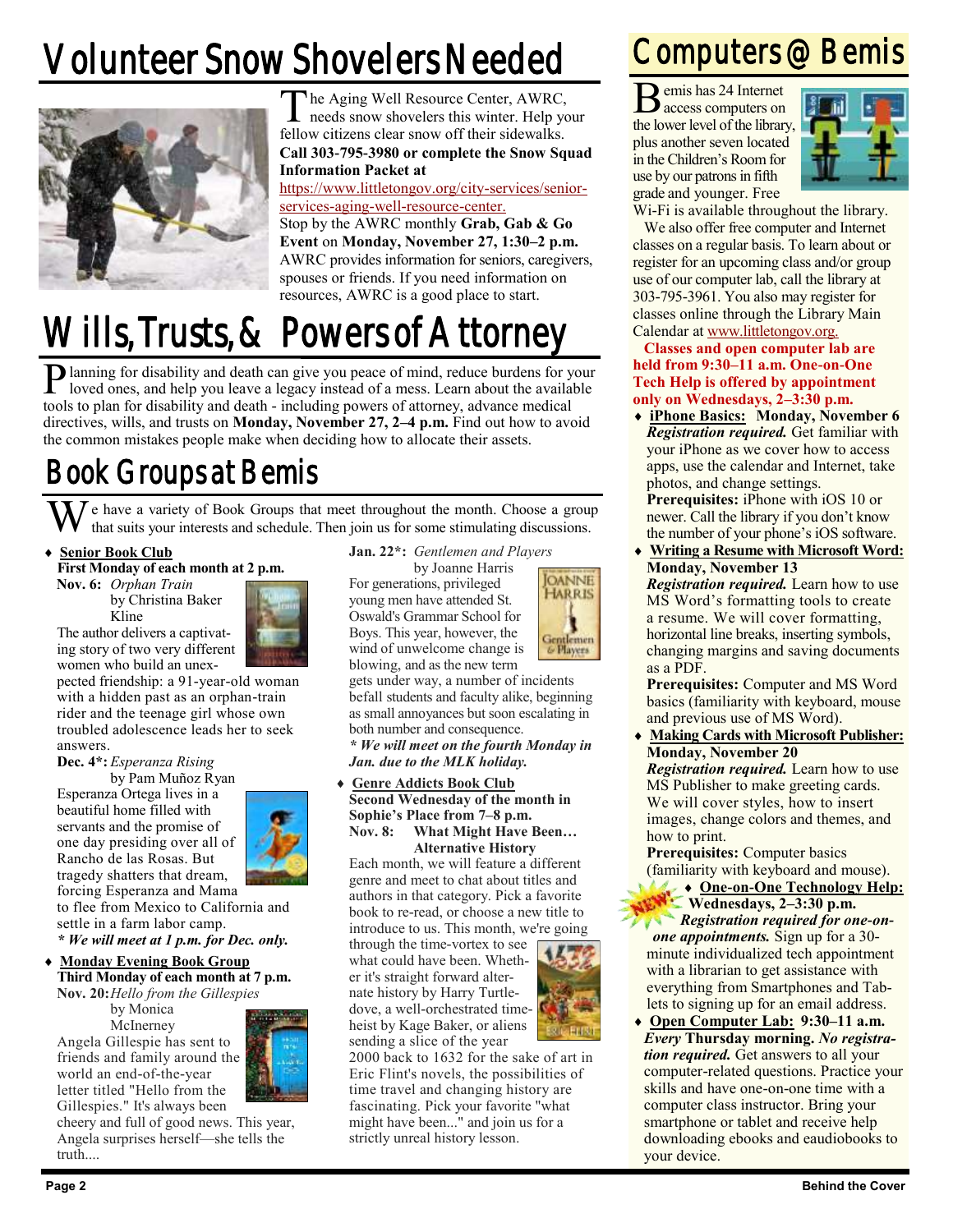# Volunteer Snow Shovelers Needed

The Aging Well Resource Center, AWRC, needs snow shovelers this winter. Help your fellow citizens clear snow off their sidewalks. **Call 303-795-3980 or complete the Snow Squad Information Packet at** https://www.littletongov.org/city-services/senior-services-aging-well-resource-center.

Stop by the AWRC monthly **Grab, Gab & Go Event** on **Monday, November 27, 1:30–2 p.m.** AWRC provides information for seniors, caregivers, spouses or friends. If you need information on resources, AWRC is a good place to start.

# Wills, Trusts, & Powers of Attorney

Planning for disability and death can give you peace of mind, reduce burdens for your loved ones, and help you leave a legacy instead of a mess. Learn about the available tools to plan for disability and death - including powers of attorney, advance medical directives, wills, and trusts on **Monday, November 27, 2–4 p.m.** Find out how to avoid the common mistakes people make when deciding how to allocate their assets.

# Book Groups at Bemis

We have a variety of Book Groups that meet throughout the month. Choose a group that suits your interests and schedule. Then join us for some stimulating discussions.

- **Senior Book Club**
  **First Monday of each month at 2 p.m.**
  **Nov. 6:** *Orphan Train* by Christina Baker Kline
  The author delivers a captivating story of two very different women who build an unexpected friendship: a 91-year-old woman with a hidden past as an orphan-train rider and the teenage girl whose own troubled adolescence leads her to seek answers.
  **Dec. 4*:** *Esperanza Rising* by Pam Muñoz Ryan
  Esperanza Ortega lives in a beautiful home filled with servants and the promise of one day presiding over all of Rancho de las Rosas. But tragedy shatters that dream, forcing Esperanza and Mama to flee from Mexico to California and settle in a farm labor camp.
  ***** *We will meet at 1 p.m. for Dec. only.***
- **Monday Evening Book Group**
  **Third Monday of each month at 7 p.m.**
  **Nov. 20:** *Hello from the Gillespies* by Monica McInerney
  Angela Gillespie has sent to friends and family around the world an end-of-the-year letter titled "Hello from the Gillespies." It's always been cheery and full of good news. This year, Angela surprises herself—she tells the truth....
  **Jan. 22*:** *Gentlemen and Players* by Joanne Harris
  For generations, privileged young men have attended St. Oswald's Grammar School for Boys. This year, however, the wind of unwelcome change is blowing, and as the new term gets under way, a number of incidents befall students and faculty alike, beginning as small annoyances but soon escalating in both number and consequence.
  ***** *We will meet on the fourth Monday in Jan. due to the MLK holiday.***
- **Genre Addicts Book Club**
  **Second Wednesday of the month in Sophie's Place from 7–8 p.m.**
  **Nov. 8: What Might Have Been… Alternative History**
  Each month, we will feature a different genre and meet to chat about titles and authors in that category. Pick a favorite book to re-read, or choose a new title to introduce to us. This month, we're going through the time-vortex to see what could have been. Whether it's straight forward alternate history by Harry Turtledove, a well-orchestrated time-heist by Kage Baker, or aliens sending a slice of the year 2000 back to 1632 for the sake of art in Eric Flint's novels, the possibilities of time travel and changing history are fascinating. Pick your favorite "what might have been..." and join us for a strictly unreal history lesson.

# Computers @ Bemis

Bemis has 24 Internet access computers on the lower level of the library, plus another seven located in the Children's Room for use by our patrons in fifth grade and younger. Free Wi-Fi is available throughout the library.

We also offer free computer and Internet classes on a regular basis. To learn about or register for an upcoming class and/or group use of our computer lab, call the library at 303-795-3961. You also may register for classes online through the Library Main Calendar at www.littletongov.org.

**Classes and open computer lab are held from 9:30–11 a.m. One-on-One Tech Help is offered by appointment only on Wednesdays, 2–3:30 p.m.**

- **iPhone Basics:** **Monday, November 6**
  ***Registration required.*** Get familiar with your iPhone as we cover how to access apps, use the calendar and Internet, take photos, and change settings.
  **Prerequisites:** iPhone with iOS 10 or newer. Call the library if you don't know the number of your phone's iOS software.
- **Writing a Resume with Microsoft Word:** **Monday, November 13**
  ***Registration required.*** Learn how to use MS Word's formatting tools to create a resume. We will cover formatting, horizontal line breaks, inserting symbols, changing margins and saving documents as a PDF.
  **Prerequisites:** Computer and MS Word basics (familiarity with keyboard, mouse and previous use of MS Word).
- **Making Cards with Microsoft Publisher:** **Monday, November 20**
  ***Registration required.*** Learn how to use MS Publisher to make greeting cards. We will cover styles, how to insert images, change colors and themes, and how to print.
  **Prerequisites:** Computer basics (familiarity with keyboard and mouse).
- NEW! **One-on-One Technology Help:** **Wednesdays, 2–3:30 p.m.**
  ***Registration required for one-on-one appointments.*** Sign up for a 30-minute individualized tech appointment with a librarian to get assistance with everything from Smartphones and Tablets to signing up for an email address.
- **Open Computer Lab:** **9:30–11 a.m.** ***Every* Thursday morning.** ***No registration required.*** Get answers to all your computer-related questions. Practice your skills and have one-on-one time with a computer class instructor. Bring your smartphone or tablet and receive help downloading ebooks and eaudiobooks to your device.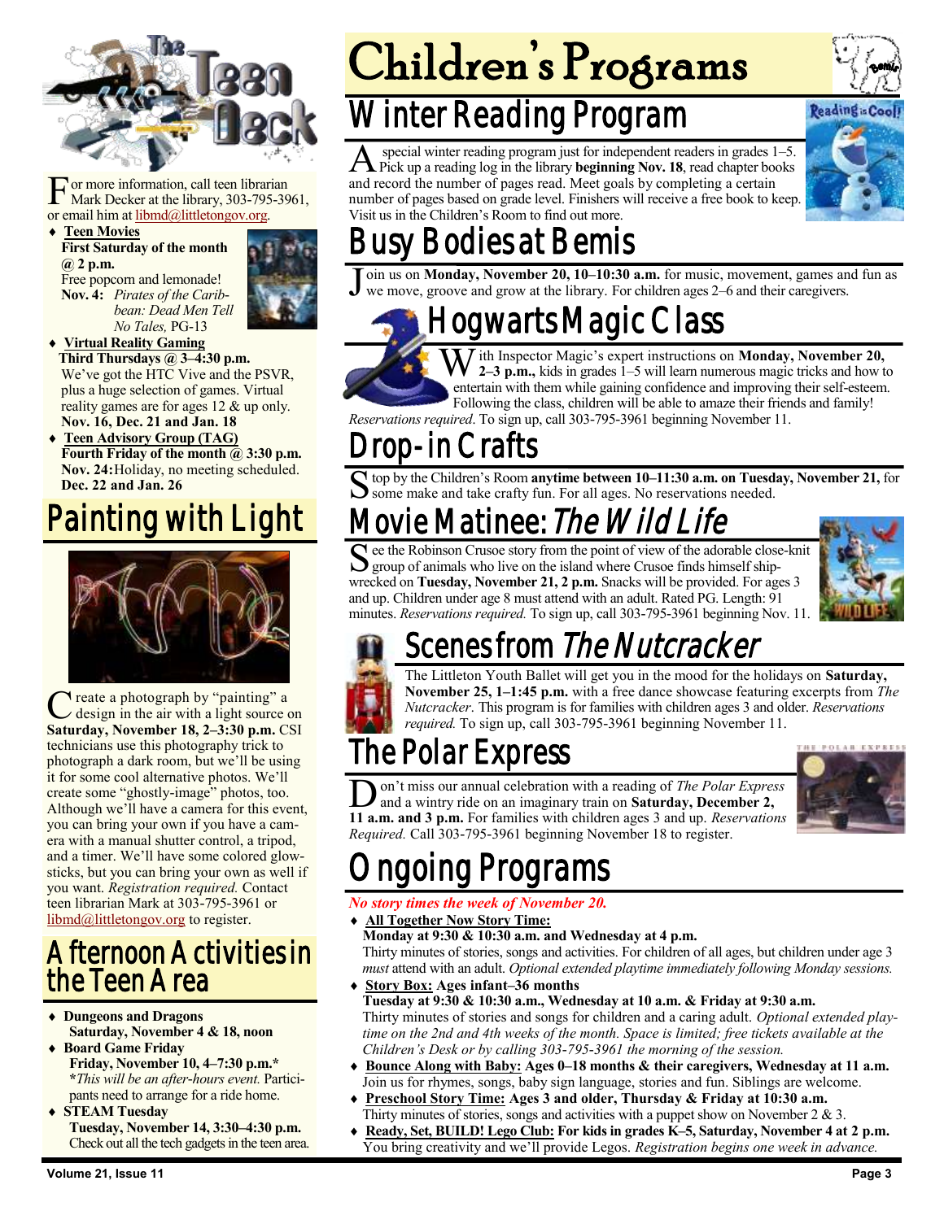For more information, call teen librarian Mark Decker at the library, 303-795-3961, or email him at libmd@littletongov.org.

- **Teen Movies**
  **First Saturday of the month @ 2 p.m.**
  Free popcorn and lemonade!
  **Nov. 4:** *Pirates of the Caribbean: Dead Men Tell No Tales,* PG-13
- **Virtual Reality Gaming**
  **Third Thursdays @ 3–4:30 p.m.**
  We've got the HTC Vive and the PSVR, plus a huge selection of games. Virtual reality games are for ages 12 & up only.
  **Nov. 16, Dec. 21 and Jan. 18**
- **Teen Advisory Group (TAG)**
  **Fourth Friday of the month @ 3:30 p.m.**
  **Nov. 24:** Holiday, no meeting scheduled.
  **Dec. 22 and Jan. 26**

## Painting with Light

Create a photograph by "painting" a design in the air with a light source on **Saturday, November 18, 2–3:30 p.m.** CSI technicians use this photography trick to photograph a dark room, but we'll be using it for some cool alternative photos. We'll create some "ghostly-image" photos, too. Although we'll have a camera for this event, you can bring your own if you have a camera with a manual shutter control, a tripod, and a timer. We'll have some colored glowsticks, but you can bring your own as well if you want. *Registration required.* Contact teen librarian Mark at 303-795-3961 or libmd@littletongov.org to register.

## Afternoon Activities in the Teen Area

- **Dungeons and Dragons**
  **Saturday, November 4 & 18, noon**
- **Board Game Friday**
  **Friday, November 10, 4–7:30 p.m.***
  ****This will be an after-hours event.*** Participants need to arrange for a ride home.
- **STEAM Tuesday**
  **Tuesday, November 14, 3:30–4:30 p.m.**
  Check out all the tech gadgets in the teen area.

# Children's Programs

## Winter Reading Program

A special winter reading program just for independent readers in grades 1–5. Pick up a reading log in the library **beginning Nov. 18**, read chapter books and record the number of pages read. Meet goals by completing a certain number of pages based on grade level. Finishers will receive a free book to keep. Visit us in the Children's Room to find out more.

## Busy Bodies at Bemis

Join us on **Monday, November 20, 10–10:30 a.m.** for music, movement, games and fun as we move, groove and grow at the library. For children ages 2–6 and their caregivers.

## Hogwarts Magic Class

With Inspector Magic's expert instructions on **Monday, November 20, 2–3 p.m.,** kids in grades 1–5 will learn numerous magic tricks and how to entertain with them while gaining confidence and improving their self-esteem. Following the class, children will be able to amaze their friends and family! *Reservations required*. To sign up, call 303-795-3961 beginning November 11.

## Drop-in Crafts

Stop by the Children's Room **anytime between 10–11:30 a.m. on Tuesday, November 21,** for some make and take crafty fun. For all ages. No reservations needed.

## Movie Matinee: *The Wild Life*

See the Robinson Crusoe story from the point of view of the adorable close-knit group of animals who live on the island where Crusoe finds himself shipwrecked on **Tuesday, November 21, 2 p.m.** Snacks will be provided. For ages 3 and up. Children under age 8 must attend with an adult. Rated PG. Length: 91 minutes. *Reservations required.* To sign up, call 303-795-3961 beginning Nov. 11.

## Scenes from *The Nutcracker*

The Littleton Youth Ballet will get you in the mood for the holidays on **Saturday, November 25, 1–1:45 p.m.** with a free dance showcase featuring excerpts from *The Nutcracker*. This program is for families with children ages 3 and older. *Reservations required.* To sign up, call 303-795-3961 beginning November 11.

## The Polar Express

Don't miss our annual celebration with a reading of *The Polar Express* and a wintry ride on an imaginary train on **Saturday, December 2, 11 a.m. and 3 p.m.** For families with children ages 3 and up. *Reservations Required.* Call 303-795-3961 beginning November 18 to register.

## Ongoing Programs

***No story times the week of November 20.***

- **All Together Now Story Time:**
  **Monday at 9:30 & 10:30 a.m. and Wednesday at 4 p.m.**
  Thirty minutes of stories, songs and activities. For children of all ages, but children under age 3 *must* attend with an adult. *Optional extended playtime immediately following Monday sessions.*
- **Story Box: Ages infant–36 months**
  **Tuesday at 9:30 & 10:30 a.m., Wednesday at 10 a.m. & Friday at 9:30 a.m.**
  Thirty minutes of stories and songs for children and a caring adult. *Optional extended playtime on the 2nd and 4th weeks of the month. Space is limited; free tickets available at the Children's Desk or by calling 303-795-3961 the morning of the session.*
- **Bounce Along with Baby: Ages 0–18 months & their caregivers, Wednesday at 11 a.m.**
  Join us for rhymes, songs, baby sign language, stories and fun. Siblings are welcome.
- **Preschool Story Time: Ages 3 and older, Thursday & Friday at 10:30 a.m.**
  Thirty minutes of stories, songs and activities with a puppet show on November 2 & 3.
- **Ready, Set, BUILD! Lego Club: For kids in grades K–5, Saturday, November 4 at 2 p.m.**
  You bring creativity and we'll provide Legos. *Registration begins one week in advance.*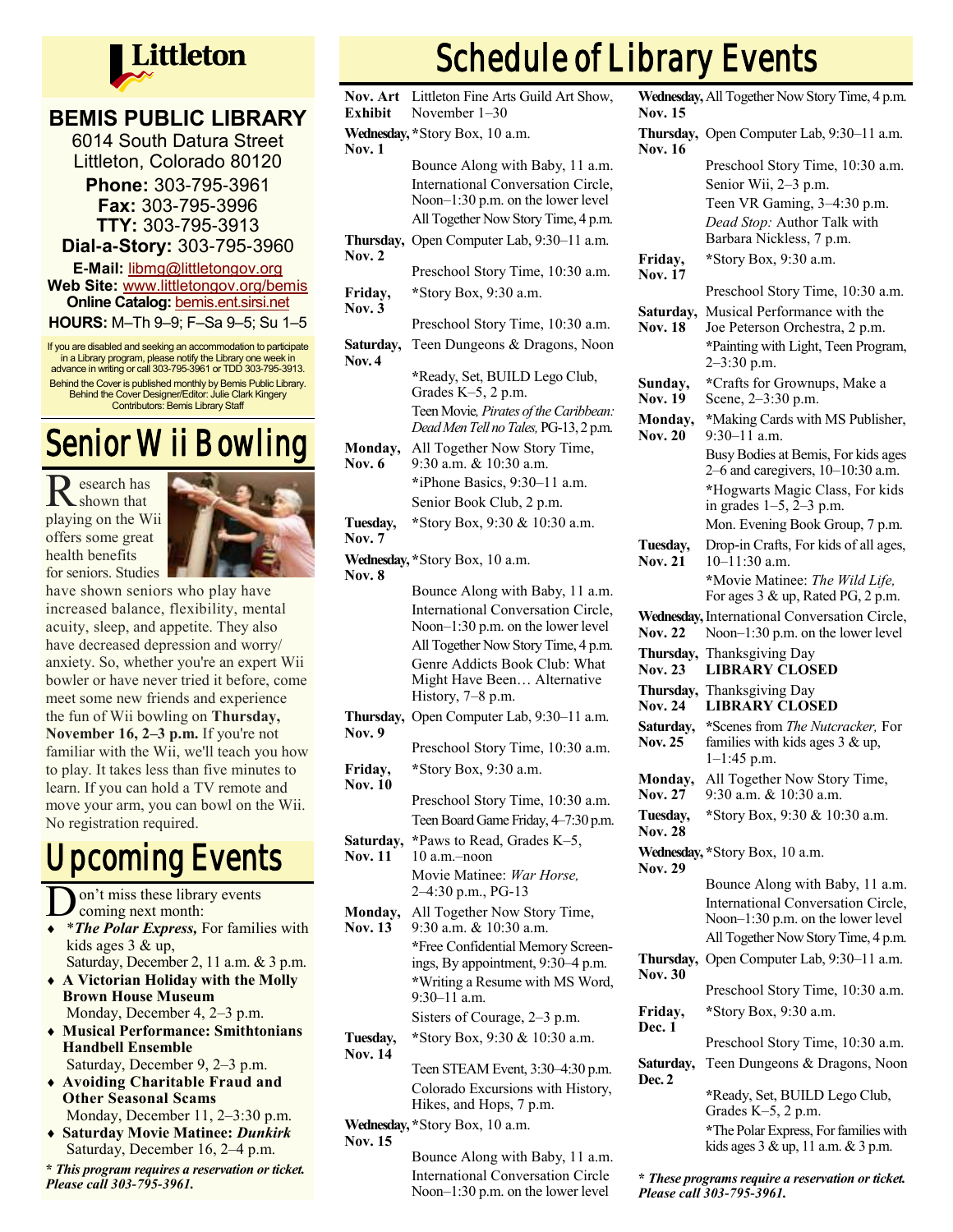# Littleton

## BEMIS PUBLIC LIBRARY

6014 South Datura Street
Littleton, Colorado 80120

**Phone:** 303-795-3961
**Fax:** 303-795-3996
**TTY:** 303-795-3913
**Dial-a-Story:** 303-795-3960

**E-Mail:** libmg@littletongov.org
**Web Site:** www.littletongov.org/bemis
**Online Catalog:** bemis.ent.sirsi.net

**HOURS:** M–Th 9–9; F–Sa 9–5; Su 1–5

If you are disabled and seeking an accommodation to participate in a Library program, please notify the Library one week in advance in writing or call 303-795-3961 or TDD 303-795-3913.

Behind the Cover is published monthly by Bemis Public Library.
Behind the Cover Designer/Editor: Julie Clark Kingery
Contributors: Bemis Library Staff

## Senior Wii Bowling

Research has shown that playing on the Wii offers some great health benefits for seniors. Studies have shown seniors who play have increased balance, flexibility, mental acuity, sleep, and appetite. They also have decreased depression and worry/anxiety. So, whether you're an expert Wii bowler or have never tried it before, come meet some new friends and experience the fun of Wii bowling on **Thursday, November 16, 2–3 p.m.** If you're not familiar with the Wii, we'll teach you how to play. It takes less than five minutes to learn. If you can hold a TV remote and move your arm, you can bowl on the Wii. No registration required.

## Upcoming Events

Don't miss these library events coming next month:

- **\*The Polar Express,** For families with kids ages 3 & up, Saturday, December 2, 11 a.m. & 3 p.m.
- **A Victorian Holiday with the Molly Brown House Museum** Monday, December 4, 2–3 p.m.
- **Musical Performance: Smithtonians Handbell Ensemble** Saturday, December 9, 2–3 p.m.
- **Avoiding Charitable Fraud and Other Seasonal Scams** Monday, December 11, 2–3:30 p.m.
- **Saturday Movie Matinee: *Dunkirk*** Saturday, December 16, 2–4 p.m.

***\* This program requires a reservation or ticket. Please call 303-795-3961.***

# Schedule of Library Events

**Nov. Art Exhibit**
Littleton Fine Arts Guild Art Show, November 1–30

**Wednesday, Nov. 1**
*Story Box, 10 a.m.
Bounce Along with Baby, 11 a.m.
International Conversation Circle, Noon–1:30 p.m. on the lower level
All Together Now Story Time, 4 p.m.

**Thursday, Nov. 2**
Open Computer Lab, 9:30–11 a.m.
Preschool Story Time, 10:30 a.m.

**Friday, Nov. 3**
*Story Box, 9:30 a.m.
Preschool Story Time, 10:30 a.m.

**Saturday, Nov. 4**
Teen Dungeons & Dragons, Noon
*Ready, Set, BUILD Lego Club, Grades K–5, 2 p.m.
Teen Movie, *Pirates of the Caribbean: Dead Men Tell no Tales,* PG-13, 2 p.m.

**Monday, Nov. 6**
All Together Now Story Time, 9:30 a.m. & 10:30 a.m.
*iPhone Basics, 9:30–11 a.m.
Senior Book Club, 2 p.m.

**Tuesday, Nov. 7**
*Story Box, 9:30 & 10:30 a.m.

**Wednesday, Nov. 8**
*Story Box, 10 a.m.
Bounce Along with Baby, 11 a.m.
International Conversation Circle, Noon–1:30 p.m. on the lower level
All Together Now Story Time, 4 p.m.
Genre Addicts Book Club: What Might Have Been… Alternative History, 7–8 p.m.

**Thursday, Nov. 9**
Open Computer Lab, 9:30–11 a.m.
Preschool Story Time, 10:30 a.m.

**Friday, Nov. 10**
*Story Box, 9:30 a.m.
Preschool Story Time, 10:30 a.m.
Teen Board Game Friday, 4–7:30 p.m.

**Saturday, Nov. 11**
*Paws to Read, Grades K–5, 10 a.m.–noon
Movie Matinee: *War Horse,* 2–4:30 p.m., PG-13

**Monday, Nov. 13**
All Together Now Story Time, 9:30 a.m. & 10:30 a.m.
*Free Confidential Memory Screenings, By appointment, 9:30–4 p.m.
*Writing a Resume with MS Word, 9:30–11 a.m.
Sisters of Courage, 2–3 p.m.

**Tuesday, Nov. 14**
*Story Box, 9:30 & 10:30 a.m.
Teen STEAM Event, 3:30–4:30 p.m.
Colorado Excursions with History, Hikes, and Hops, 7 p.m.

**Wednesday, Nov. 15**
*Story Box, 10 a.m.
Bounce Along with Baby, 11 a.m.
International Conversation Circle Noon–1:30 p.m. on the lower level
All Together Now Story Time, 4 p.m.

**Thursday, Nov. 16**
Open Computer Lab, 9:30–11 a.m.
Preschool Story Time, 10:30 a.m.
Senior Wii, 2–3 p.m.
Teen VR Gaming, 3–4:30 p.m.
*Dead Stop:* Author Talk with Barbara Nickless, 7 p.m.

**Friday, Nov. 17**
*Story Box, 9:30 a.m.
Preschool Story Time, 10:30 a.m.

**Saturday, Nov. 18**
Musical Performance with the Joe Peterson Orchestra, 2 p.m.
*Painting with Light, Teen Program, 2–3:30 p.m.

**Sunday, Nov. 19**
*Crafts for Grownups, Make a Scene, 2–3:30 p.m.

**Monday, Nov. 20**
*Making Cards with MS Publisher, 9:30–11 a.m.
Busy Bodies at Bemis, For kids ages 2–6 and caregivers, 10–10:30 a.m.
*Hogwarts Magic Class, For kids in grades 1–5, 2–3 p.m.
Mon. Evening Book Group, 7 p.m.

**Tuesday, Nov. 21**
Drop-in Crafts, For kids of all ages, 10–11:30 a.m.
*Movie Matinee: *The Wild Life,* For ages 3 & up, Rated PG, 2 p.m.

**Wednesday, Nov. 22**
International Conversation Circle, Noon–1:30 p.m. on the lower level

**Thursday, Nov. 23**
Thanksgiving Day
**LIBRARY CLOSED**

**Thursday, Nov. 24**
Thanksgiving Day
**LIBRARY CLOSED**

**Saturday, Nov. 25**
*Scenes from *The Nutcracker,* For families with kids ages 3 & up, 1–1:45 p.m.

**Monday, Nov. 27**
All Together Now Story Time, 9:30 a.m. & 10:30 a.m.

**Tuesday, Nov. 28**
*Story Box, 9:30 & 10:30 a.m.

**Wednesday, Nov. 29**
*Story Box, 10 a.m.
Bounce Along with Baby, 11 a.m.
International Conversation Circle, Noon–1:30 p.m. on the lower level
All Together Now Story Time, 4 p.m.

**Thursday, Nov. 30**
Open Computer Lab, 9:30–11 a.m.
Preschool Story Time, 10:30 a.m.

**Friday, Dec. 1**
*Story Box, 9:30 a.m.
Preschool Story Time, 10:30 a.m.

**Saturday, Dec. 2**
Teen Dungeons & Dragons, Noon
*Ready, Set, BUILD Lego Club, Grades K–5, 2 p.m.
*The Polar Express, For families with kids ages 3 & up, 11 a.m. & 3 p.m.

***\* These programs require a reservation or ticket. Please call 303-795-3961.***